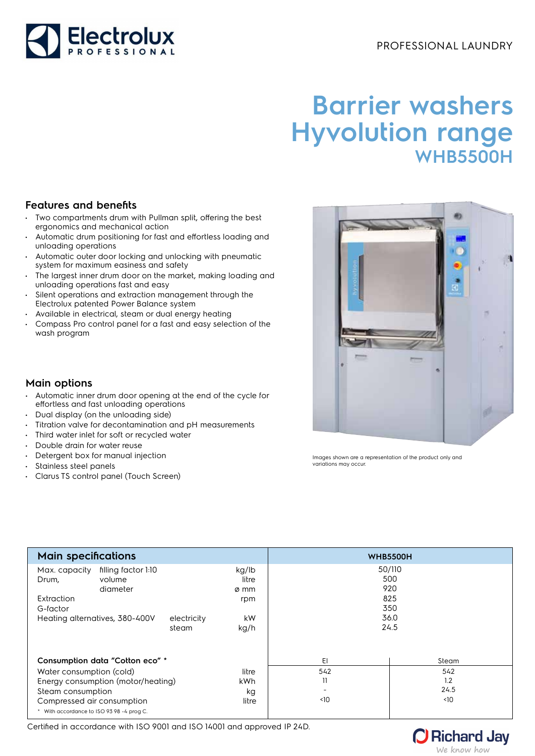PROFESSIONAL LAUNDRY

# Barrier washers Hyvolution range

## WHB5500H

### Features and benefits

- Two compartments drum with Pullman split, offering the best ergonomics and mechanical action
- Automatic drum positioning for fast and effortless loading and unloading operations
- Automatic outer door locking and unlocking with pneumatic system for maximum easiness and safety
- The largest inner drum door on the market, making loading and unloading operations fast and easy
- Silent operations and extraction management through the Electrolux patented Power Balance system
- Available in electrical, steam or dual energy heating
- Compass Pro control panel for a fast and easy selection of the wash program

### Main options

- Automatic inner drum door opening at the end of the cycle for effortless and fast unloading operations
- Dual display (on the unloading side)
- Titration valve for decontamination and pH measurements
- Third water inlet for soft or recycled water
- Double drain for water reuse
- Detergent box for manual injection
- Stainless steel panels
- Clarus TS control panel (Touch Screen)

Images shown are a representation of the product only and variations may occur.

| Main specifications | | | | WHB5500H | |
|---|---|---|---|---|---|
| Max. capacity | filling factor 1:10 | | kg/lb | 50/110 | |
| Drum, | volume | | litre | 500 | |
| | diameter | | ø mm | 920 | |
| Extraction | | | rpm | 825 | |
| G-factor | | | | 350 | |
| Heating alternatives, 380-400V | | electricity | kW | 36.0 | |
| | | steam | kg/h | 24.5 | |
| **Consumption data "Cotton eco" *** | | | | El | Steam |
| Water consumption (cold) | | | litre | 542 | 542 |
| Energy consumption (motor/heating) | | | kWh | 11 | 1.2 |
| Steam consumption | | | kg | - | 24.5 |
| Compressed air consumption | | | litre | <10 | <10 |

\* With accordance to ISO 93 98 -4 prog C.

Certified in accordance with ISO 9001 and ISO 14001 and approved IP 24D.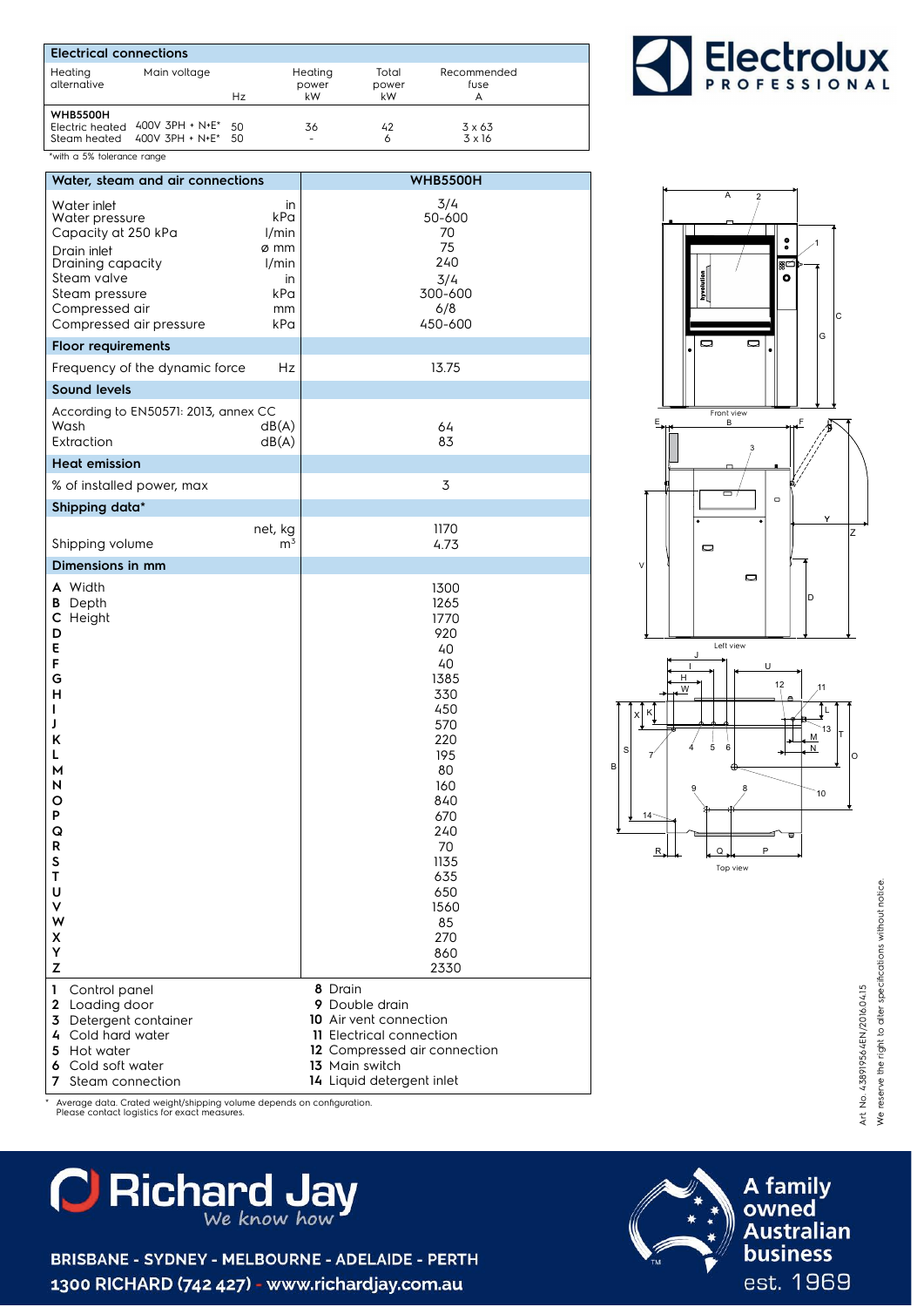## Electrical connections

| Heating alternative | Main voltage | Hz | Heating power kW | Total power kW | Recommended fuse A |
|---|---|---|---|---|---|
| **WHB5500H** | | | | | |
| Electric heated | 400V 3PH + N+E* | 50 | 36 | 42 | 3 x 63 |
| Steam heated | 400V 3PH + N+E* | 50 | - | 6 | 3 x 16 |

*with a 5% tolerance range

| Water, steam and air connections | | WHB5500H |
|---|---|---|
| Water inlet | in | 3/4 |
| Water pressure | kPa | 50-600 |
| Capacity at 250 kPa | l/min | 70 |
| Drain inlet | ø mm | 75 |
| Draining capacity | l/min | 240 |
| Steam valve | in | 3/4 |
| Steam pressure | kPa | 300-600 |
| Compressed air | mm | 6/8 |
| Compressed air pressure | kPa | 450-600 |
| **Floor requirements** | | |
| Frequency of the dynamic force | Hz | 13.75 |
| **Sound levels** | | |
| According to EN50571: 2013, annex CC | | |
| Wash | dB(A) | 64 |
| Extraction | dB(A) | 83 |
| **Heat emission** | | |
| % of installed power, max | | 3 |
| **Shipping data*** | | |
| | net, kg | 1170 |
| Shipping volume | $m^3$ | 4.73 |
| **Dimensions in mm** | | |
| **A** Width | | 1300 |
| **B** Depth | | 1265 |
| **C** Height | | 1770 |
| **D** | | 920 |
| **E** | | 40 |
| **F** | | 40 |
| **G** | | 1385 |
| **H** | | 330 |
| **I** | | 450 |
| **J** | | 570 |
| **K** | | 220 |
| **L** | | 195 |
| **M** | | 80 |
| **N** | | 160 |
| **O** | | 840 |
| **P** | | 670 |
| **Q** | | 240 |
| **R** | | 70 |
| **S** | | 1135 |
| **T** | | 635 |
| **U** | | 650 |
| **V** | | 1560 |
| **W** | | 85 |
| **X** | | 270 |
| **Y** | | 860 |
| **Z** | | 2330 |

**1** Control panel
**2** Loading door
**3** Detergent container
**4** Cold hard water
**5** Hot water
**6** Cold soft water
**7** Steam connection
**8** Drain
**9** Double drain
**10** Air vent connection
**11** Electrical connection
**12** Compressed air connection
**13** Main switch
**14** Liquid detergent inlet

\* Average data. Crated weight/shipping volume depends on configuration. Please contact logistics for exact measures.

Front view

Left view

Top view

Art. No. 438919564EN/2016.04.15
We reserve the right to alter specifications without notice.

Richard Jay — We know how

BRISBANE - SYDNEY - MELBOURNE - ADELAIDE - PERTH
1300 RICHARD (742 427) - www.richardjay.com.au

A family owned Australian business est. 1969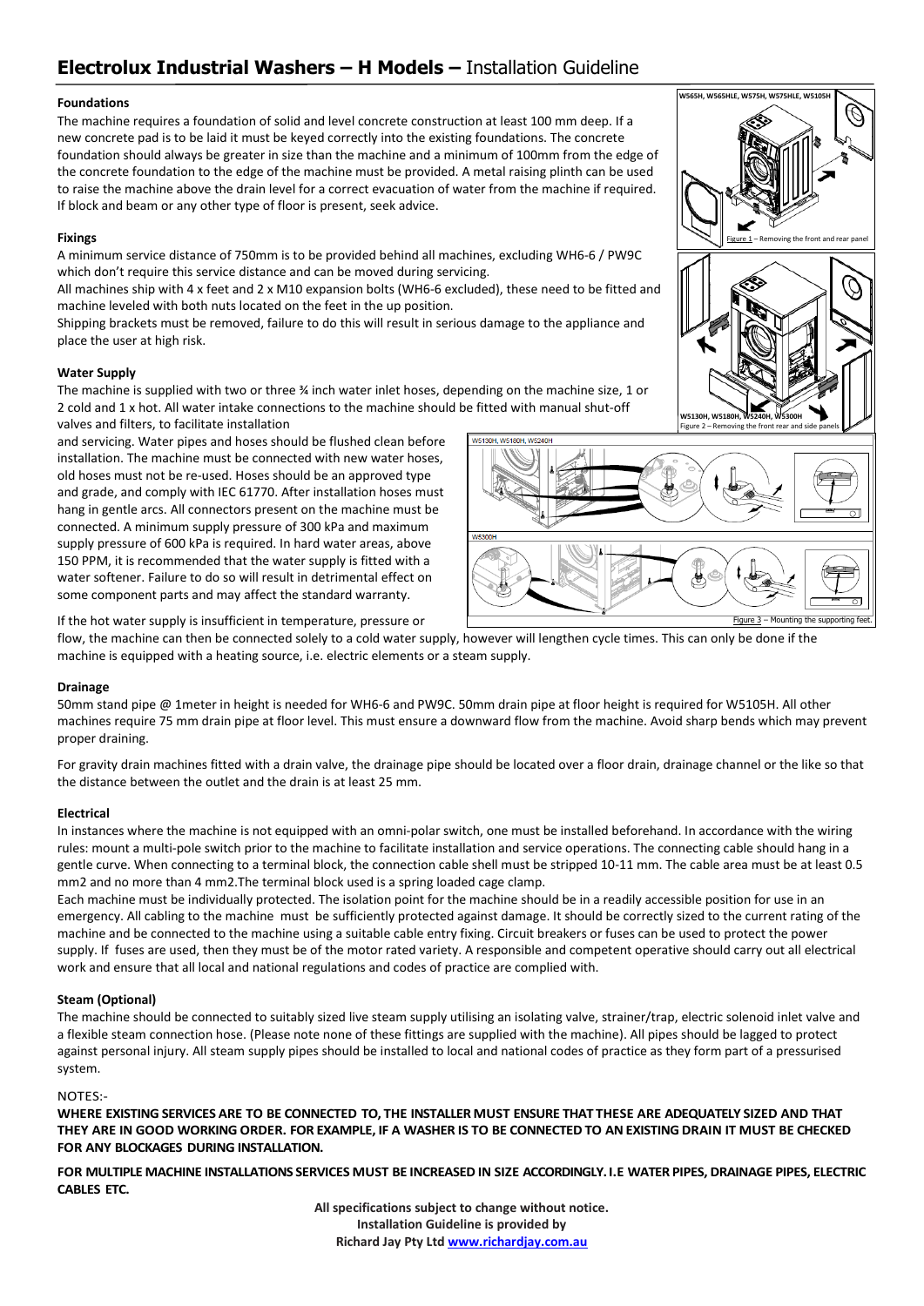# Electrolux Industrial Washers – H Models – Installation Guideline

### Foundations

The machine requires a foundation of solid and level concrete construction at least 100 mm deep. If a new concrete pad is to be laid it must be keyed correctly into the existing foundations. The concrete foundation should always be greater in size than the machine and a minimum of 100mm from the edge of the concrete foundation to the edge of the machine must be provided. A metal raising plinth can be used to raise the machine above the drain level for a correct evacuation of water from the machine if required. If block and beam or any other type of floor is present, seek advice.

### Fixings

A minimum service distance of 750mm is to be provided behind all machines, excluding WH6-6 / PW9C which don't require this service distance and can be moved during servicing.

All machines ship with 4 x feet and 2 x M10 expansion bolts (WH6-6 excluded), these need to be fitted and machine leveled with both nuts located on the feet in the up position.

Shipping brackets must be removed, failure to do this will result in serious damage to the appliance and place the user at high risk.

W565H, W565HLE, W575H, W575HLE, W5105H

Figure 1 – Removing the front and rear panel

W5130H, W5180H, W5240H, W5300H

Figure 2 – Removing the front rear and side panels

W5130H, W5180H, W5240H

W5300H

Figure 3 – Mounting the supporting feet.

### Water Supply

The machine is supplied with two or three ¾ inch water inlet hoses, depending on the machine size, 1 or 2 cold and 1 x hot. All water intake connections to the machine should be fitted with manual shut-off valves and filters, to facilitate installation and servicing. Water pipes and hoses should be flushed clean before installation. The machine must be connected with new water hoses, old hoses must not be re-used. Hoses should be an approved type and grade, and comply with IEC 61770. After installation hoses must hang in gentle arcs. All connectors present on the machine must be connected. A minimum supply pressure of 300 kPa and maximum supply pressure of 600 kPa is required. In hard water areas, above 150 PPM, it is recommended that the water supply is fitted with a water softener. Failure to do so will result in detrimental effect on some component parts and may affect the standard warranty.

If the hot water supply is insufficient in temperature, pressure or flow, the machine can then be connected solely to a cold water supply, however will lengthen cycle times. This can only be done if the machine is equipped with a heating source, i.e. electric elements or a steam supply.

### Drainage

50mm stand pipe @ 1meter in height is needed for WH6-6 and PW9C. 50mm drain pipe at floor height is required for W5105H. All other machines require 75 mm drain pipe at floor level. This must ensure a downward flow from the machine. Avoid sharp bends which may prevent proper draining.

For gravity drain machines fitted with a drain valve, the drainage pipe should be located over a floor drain, drainage channel or the like so that the distance between the outlet and the drain is at least 25 mm.

### Electrical

In instances where the machine is not equipped with an omni-polar switch, one must be installed beforehand. In accordance with the wiring rules: mount a multi-pole switch prior to the machine to facilitate installation and service operations. The connecting cable should hang in a gentle curve. When connecting to a terminal block, the connection cable shell must be stripped 10-11 mm. The cable area must be at least 0.5 mm2 and no more than 4 mm2.The terminal block used is a spring loaded cage clamp.

Each machine must be individually protected. The isolation point for the machine should be in a readily accessible position for use in an emergency. All cabling to the machine must be sufficiently protected against damage. It should be correctly sized to the current rating of the machine and be connected to the machine using a suitable cable entry fixing. Circuit breakers or fuses can be used to protect the power supply. If fuses are used, then they must be of the motor rated variety. A responsible and competent operative should carry out all electrical work and ensure that all local and national regulations and codes of practice are complied with.

### Steam (Optional)

The machine should be connected to suitably sized live steam supply utilising an isolating valve, strainer/trap, electric solenoid inlet valve and a flexible steam connection hose. (Please note none of these fittings are supplied with the machine). All pipes should be lagged to protect against personal injury. All steam supply pipes should be installed to local and national codes of practice as they form part of a pressurised system.

NOTES:-

**WHERE EXISTING SERVICES ARE TO BE CONNECTED TO, THE INSTALLER MUST ENSURE THAT THESE ARE ADEQUATELY SIZED AND THAT THEY ARE IN GOOD WORKING ORDER. FOR EXAMPLE, IF A WASHER IS TO BE CONNECTED TO AN EXISTING DRAIN IT MUST BE CHECKED FOR ANY BLOCKAGES DURING INSTALLATION.**

**FOR MULTIPLE MACHINE INSTALLATIONS SERVICES MUST BE INCREASED IN SIZE ACCORDINGLY. I.E WATER PIPES, DRAINAGE PIPES, ELECTRIC CABLES ETC.**

**All specifications subject to change without notice.**
**Installation Guideline is provided by**
**Richard Jay Pty Ltd www.richardjay.com.au**